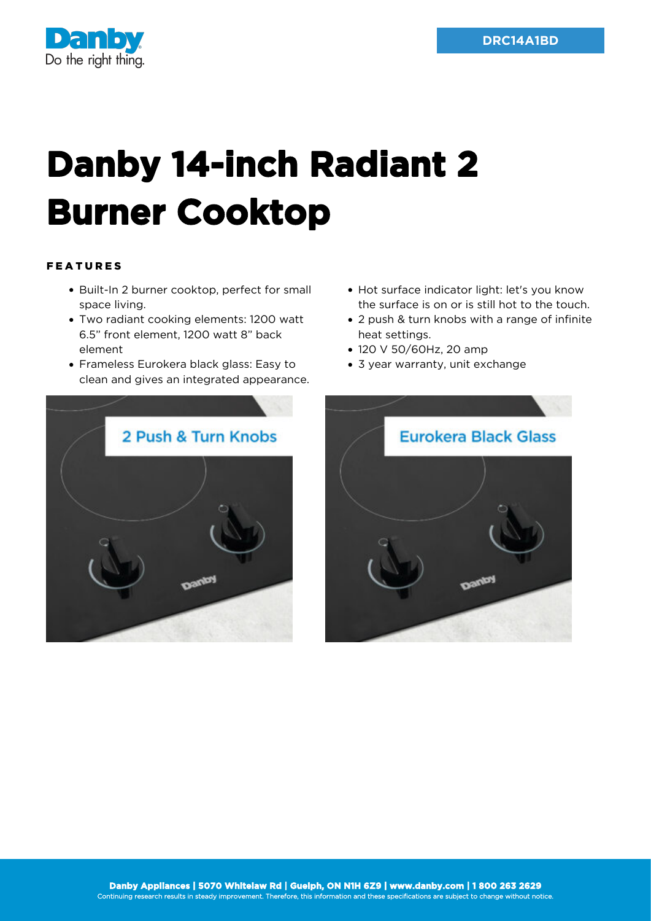DRC14A1BD

# Danby 14-inch Radiant 2 Burner Cooktop

## FEATURES

- Built-In 2 burner cooktop, perfect for small space living.
- Two radiant cooking elements: 1200 watt 6.5" front element, 1200 watt 8" back element
- Frameless Eurokera black glass: Easy to clean and gives an integrated appearance.
- Hot surface indicator light: let's you know the surface is on or is still hot to the touch.
- 2 push & turn knobs with a range of infinite heat settings.
- 120 V 50/60Hz, 20 amp
- 3 year warranty, unit exchange

**Danby Appliances | 5070 Whitelaw Rd | Guelph, ON N1H 6Z9 | www.danby.com | 1 800 263 2629**
Continuing research results in steady improvement. Therefore, this information and these specifications are subject to change without notice.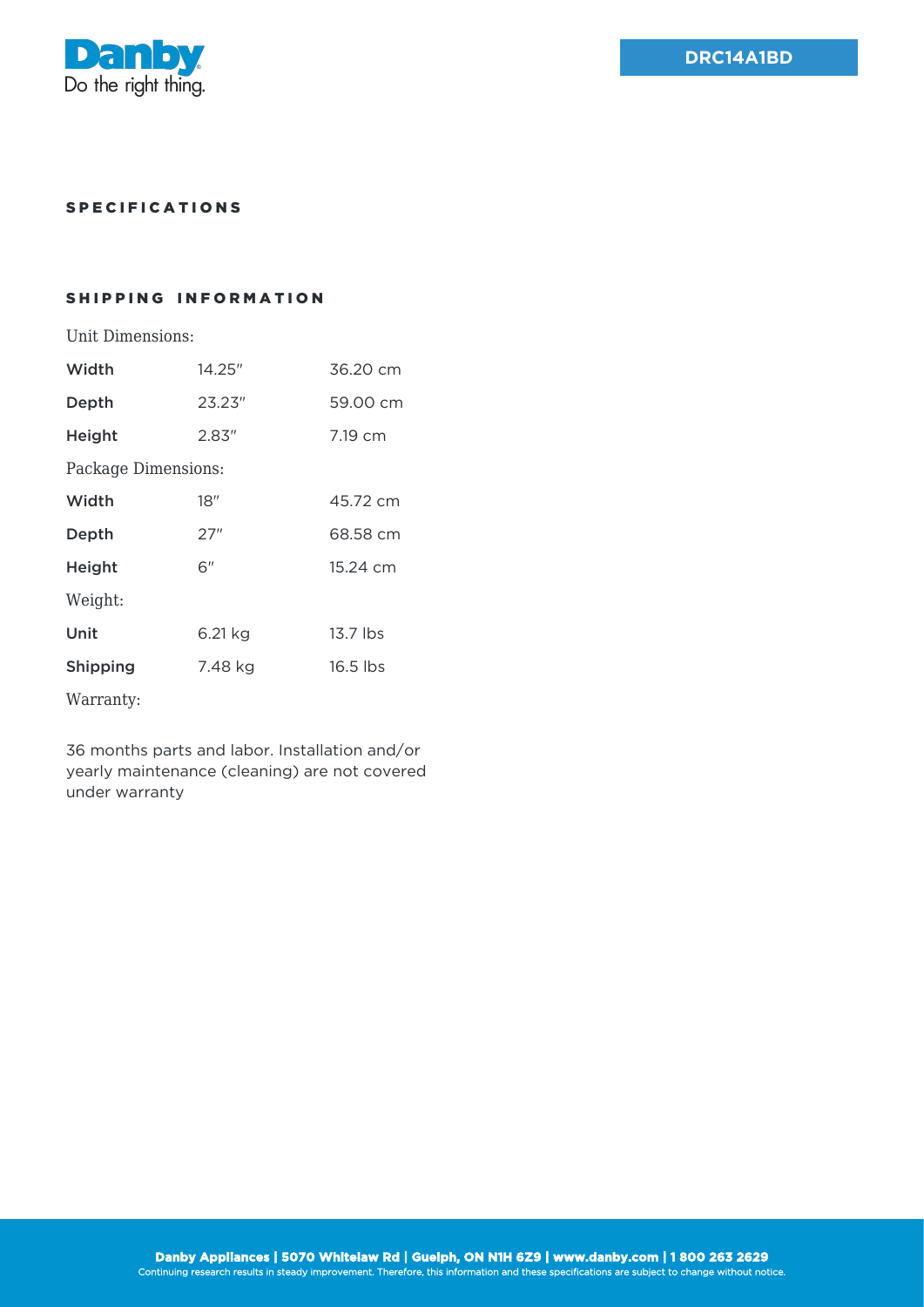## SPECIFICATIONS

### SHIPPING INFORMATION

Unit Dimensions:

| | | |
|---|---|---|
| **Width** | 14.25″ | 36.20 cm |
| **Depth** | 23.23″ | 59.00 cm |
| **Height** | 2.83″ | 7.19 cm |

Package Dimensions:

| | | |
|---|---|---|
| **Width** | 18″ | 45.72 cm |
| **Depth** | 27″ | 68.58 cm |
| **Height** | 6″ | 15.24 cm |

Weight:

| | | |
|---|---|---|
| **Unit** | 6.21 kg | 13.7 lbs |
| **Shipping** | 7.48 kg | 16.5 lbs |

Warranty:

36 months parts and labor. Installation and/or yearly maintenance (cleaning) are not covered under warranty